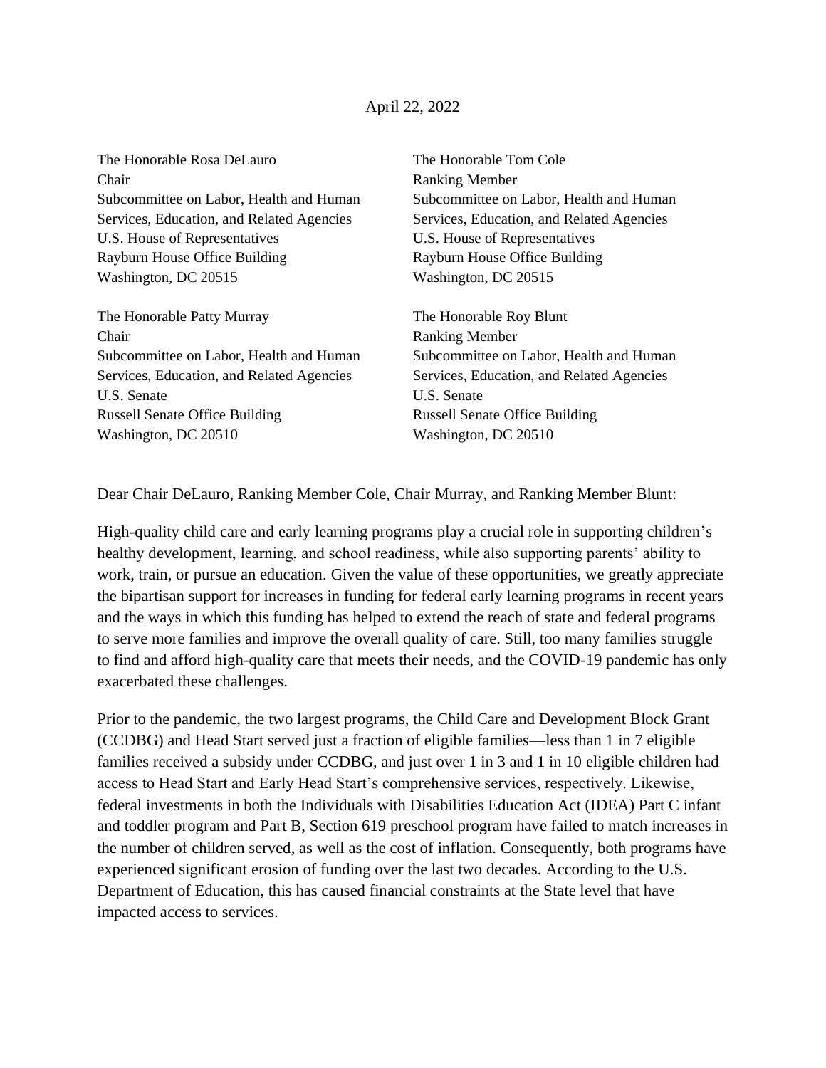April 22, 2022

The Honorable Rosa DeLauro
Chair
Subcommittee on Labor, Health and Human Services, Education, and Related Agencies
U.S. House of Representatives
Rayburn House Office Building
Washington, DC 20515

The Honorable Tom Cole
Ranking Member
Subcommittee on Labor, Health and Human Services, Education, and Related Agencies
U.S. House of Representatives
Rayburn House Office Building
Washington, DC 20515

The Honorable Patty Murray
Chair
Subcommittee on Labor, Health and Human Services, Education, and Related Agencies
U.S. Senate
Russell Senate Office Building
Washington, DC 20510

The Honorable Roy Blunt
Ranking Member
Subcommittee on Labor, Health and Human Services, Education, and Related Agencies
U.S. Senate
Russell Senate Office Building
Washington, DC 20510

Dear Chair DeLauro, Ranking Member Cole, Chair Murray, and Ranking Member Blunt:

High-quality child care and early learning programs play a crucial role in supporting children's healthy development, learning, and school readiness, while also supporting parents' ability to work, train, or pursue an education. Given the value of these opportunities, we greatly appreciate the bipartisan support for increases in funding for federal early learning programs in recent years and the ways in which this funding has helped to extend the reach of state and federal programs to serve more families and improve the overall quality of care. Still, too many families struggle to find and afford high-quality care that meets their needs, and the COVID-19 pandemic has only exacerbated these challenges.

Prior to the pandemic, the two largest programs, the Child Care and Development Block Grant (CCDBG) and Head Start served just a fraction of eligible families—less than 1 in 7 eligible families received a subsidy under CCDBG, and just over 1 in 3 and 1 in 10 eligible children had access to Head Start and Early Head Start's comprehensive services, respectively. Likewise, federal investments in both the Individuals with Disabilities Education Act (IDEA) Part C infant and toddler program and Part B, Section 619 preschool program have failed to match increases in the number of children served, as well as the cost of inflation. Consequently, both programs have experienced significant erosion of funding over the last two decades. According to the U.S. Department of Education, this has caused financial constraints at the State level that have impacted access to services.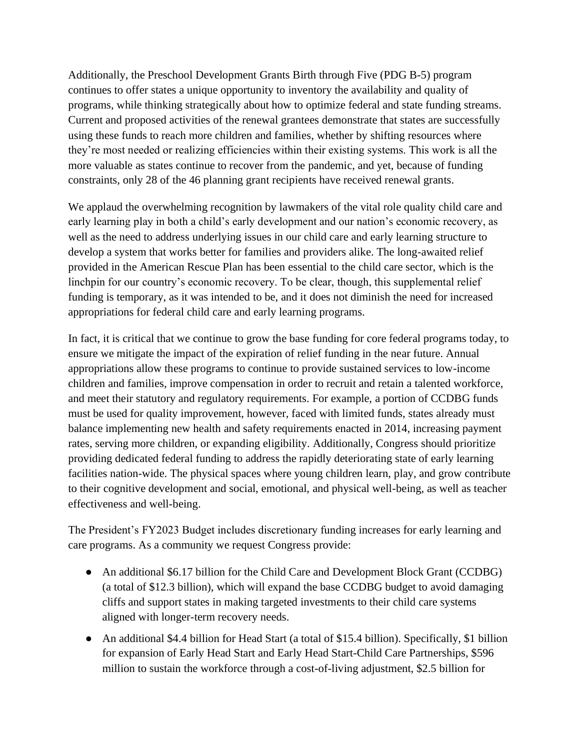Additionally, the Preschool Development Grants Birth through Five (PDG B-5) program continues to offer states a unique opportunity to inventory the availability and quality of programs, while thinking strategically about how to optimize federal and state funding streams. Current and proposed activities of the renewal grantees demonstrate that states are successfully using these funds to reach more children and families, whether by shifting resources where they're most needed or realizing efficiencies within their existing systems. This work is all the more valuable as states continue to recover from the pandemic, and yet, because of funding constraints, only 28 of the 46 planning grant recipients have received renewal grants.

We applaud the overwhelming recognition by lawmakers of the vital role quality child care and early learning play in both a child's early development and our nation's economic recovery, as well as the need to address underlying issues in our child care and early learning structure to develop a system that works better for families and providers alike. The long-awaited relief provided in the American Rescue Plan has been essential to the child care sector, which is the linchpin for our country's economic recovery. To be clear, though, this supplemental relief funding is temporary, as it was intended to be, and it does not diminish the need for increased appropriations for federal child care and early learning programs.

In fact, it is critical that we continue to grow the base funding for core federal programs today, to ensure we mitigate the impact of the expiration of relief funding in the near future. Annual appropriations allow these programs to continue to provide sustained services to low-income children and families, improve compensation in order to recruit and retain a talented workforce, and meet their statutory and regulatory requirements. For example, a portion of CCDBG funds must be used for quality improvement, however, faced with limited funds, states already must balance implementing new health and safety requirements enacted in 2014, increasing payment rates, serving more children, or expanding eligibility. Additionally, Congress should prioritize providing dedicated federal funding to address the rapidly deteriorating state of early learning facilities nation-wide. The physical spaces where young children learn, play, and grow contribute to their cognitive development and social, emotional, and physical well-being, as well as teacher effectiveness and well-being.

The President's FY2023 Budget includes discretionary funding increases for early learning and care programs. As a community we request Congress provide:

- An additional $6.17 billion for the Child Care and Development Block Grant (CCDBG) (a total of $12.3 billion), which will expand the base CCDBG budget to avoid damaging cliffs and support states in making targeted investments to their child care systems aligned with longer-term recovery needs.
- An additional $4.4 billion for Head Start (a total of $15.4 billion). Specifically, $1 billion for expansion of Early Head Start and Early Head Start-Child Care Partnerships, $596 million to sustain the workforce through a cost-of-living adjustment, $2.5 billion for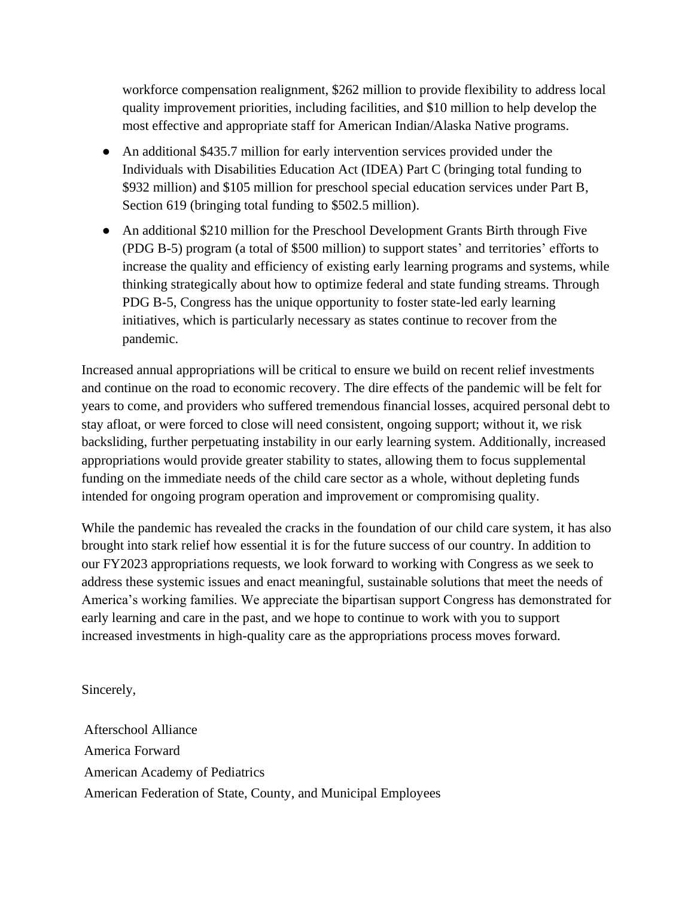workforce compensation realignment, $262 million to provide flexibility to address local quality improvement priorities, including facilities, and $10 million to help develop the most effective and appropriate staff for American Indian/Alaska Native programs.

- An additional $435.7 million for early intervention services provided under the Individuals with Disabilities Education Act (IDEA) Part C (bringing total funding to $932 million) and $105 million for preschool special education services under Part B, Section 619 (bringing total funding to $502.5 million).
- An additional $210 million for the Preschool Development Grants Birth through Five (PDG B-5) program (a total of $500 million) to support states' and territories' efforts to increase the quality and efficiency of existing early learning programs and systems, while thinking strategically about how to optimize federal and state funding streams. Through PDG B-5, Congress has the unique opportunity to foster state-led early learning initiatives, which is particularly necessary as states continue to recover from the pandemic.

Increased annual appropriations will be critical to ensure we build on recent relief investments and continue on the road to economic recovery. The dire effects of the pandemic will be felt for years to come, and providers who suffered tremendous financial losses, acquired personal debt to stay afloat, or were forced to close will need consistent, ongoing support; without it, we risk backsliding, further perpetuating instability in our early learning system. Additionally, increased appropriations would provide greater stability to states, allowing them to focus supplemental funding on the immediate needs of the child care sector as a whole, without depleting funds intended for ongoing program operation and improvement or compromising quality.

While the pandemic has revealed the cracks in the foundation of our child care system, it has also brought into stark relief how essential it is for the future success of our country. In addition to our FY2023 appropriations requests, we look forward to working with Congress as we seek to address these systemic issues and enact meaningful, sustainable solutions that meet the needs of America's working families. We appreciate the bipartisan support Congress has demonstrated for early learning and care in the past, and we hope to continue to work with you to support increased investments in high-quality care as the appropriations process moves forward.

Sincerely,

Afterschool Alliance
America Forward
American Academy of Pediatrics
American Federation of State, County, and Municipal Employees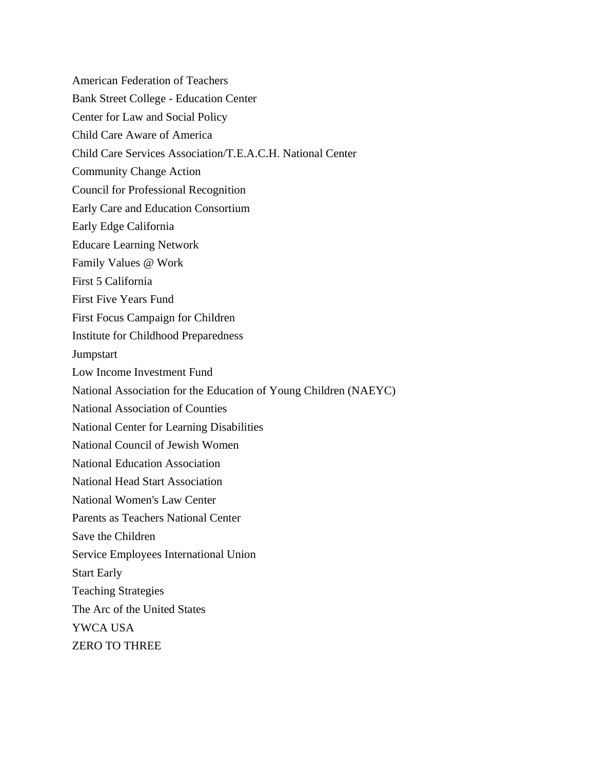American Federation of Teachers

Bank Street College - Education Center

Center for Law and Social Policy

Child Care Aware of America

Child Care Services Association/T.E.A.C.H. National Center

Community Change Action

Council for Professional Recognition

Early Care and Education Consortium

Early Edge California

Educare Learning Network

Family Values @ Work

First 5 California

First Five Years Fund

First Focus Campaign for Children

Institute for Childhood Preparedness

Jumpstart

Low Income Investment Fund

National Association for the Education of Young Children (NAEYC)

National Association of Counties

National Center for Learning Disabilities

National Council of Jewish Women

National Education Association

National Head Start Association

National Women's Law Center

Parents as Teachers National Center

Save the Children

Service Employees International Union

Start Early

Teaching Strategies

The Arc of the United States

YWCA USA

ZERO TO THREE